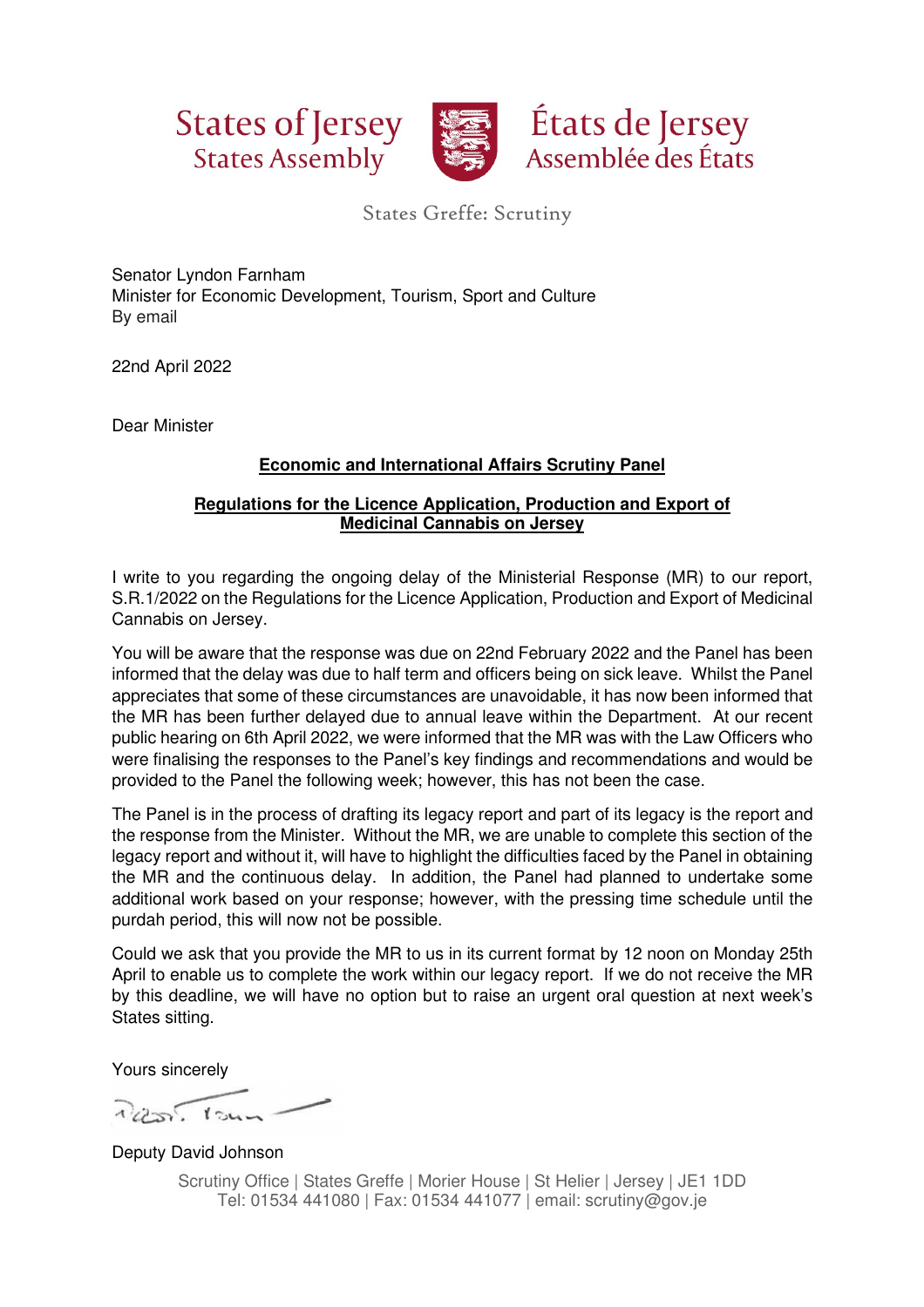States of Jersey
States Assembly

États de Jersey
Assemblée des États

States Greffe: Scrutiny

Senator Lyndon Farnham
Minister for Economic Development, Tourism, Sport and Culture
By email

22nd April 2022

Dear Minister

**Economic and International Affairs Scrutiny Panel**

**Regulations for the Licence Application, Production and Export of Medicinal Cannabis on Jersey**

I write to you regarding the ongoing delay of the Ministerial Response (MR) to our report, S.R.1/2022 on the Regulations for the Licence Application, Production and Export of Medicinal Cannabis on Jersey.

You will be aware that the response was due on 22nd February 2022 and the Panel has been informed that the delay was due to half term and officers being on sick leave. Whilst the Panel appreciates that some of these circumstances are unavoidable, it has now been informed that the MR has been further delayed due to annual leave within the Department. At our recent public hearing on 6th April 2022, we were informed that the MR was with the Law Officers who were finalising the responses to the Panel's key findings and recommendations and would be provided to the Panel the following week; however, this has not been the case.

The Panel is in the process of drafting its legacy report and part of its legacy is the report and the response from the Minister. Without the MR, we are unable to complete this section of the legacy report and without it, will have to highlight the difficulties faced by the Panel in obtaining the MR and the continuous delay. In addition, the Panel had planned to undertake some additional work based on your response; however, with the pressing time schedule until the purdah period, this will now not be possible.

Could we ask that you provide the MR to us in its current format by 12 noon on Monday 25th April to enable us to complete the work within our legacy report. If we do not receive the MR by this deadline, we will have no option but to raise an urgent oral question at next week's States sitting.

Yours sincerely

Deputy David Johnson

Scrutiny Office | States Greffe | Morier House | St Helier | Jersey | JE1 1DD
Tel: 01534 441080 | Fax: 01534 441077 | email: scrutiny@gov.je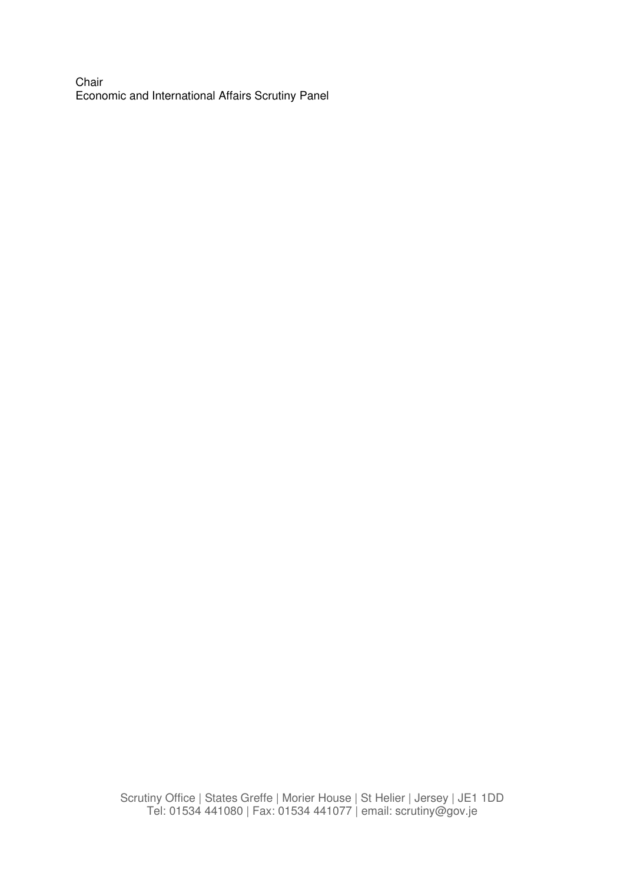Chair
Economic and International Affairs Scrutiny Panel